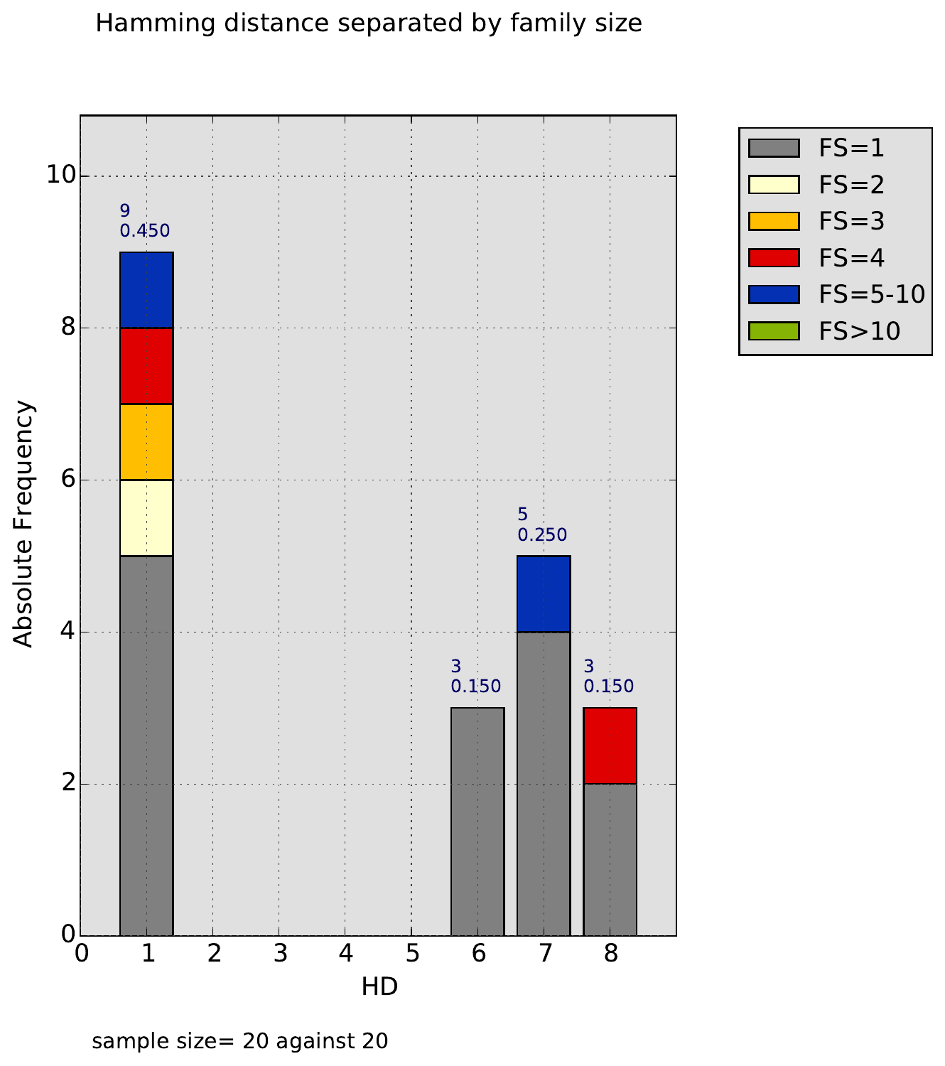Hamming distance separated by family size

sample size= 20 against 20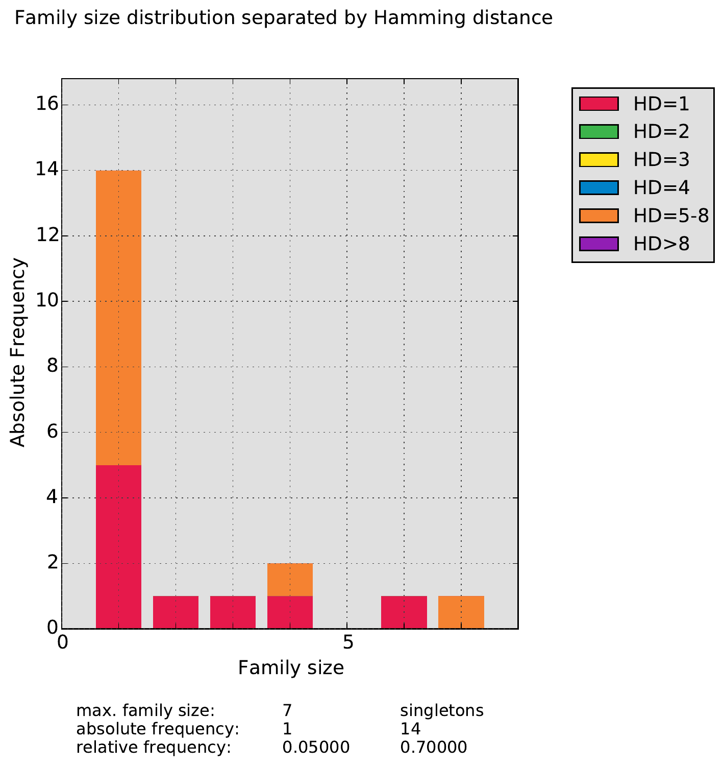Family size distribution separated by Hamming distance

| | max. family size: | singletons |
|---|---|---|
| | 7 | |
| absolute frequency: | 1 | 14 |
| relative frequency: | 0.05000 | 0.70000 |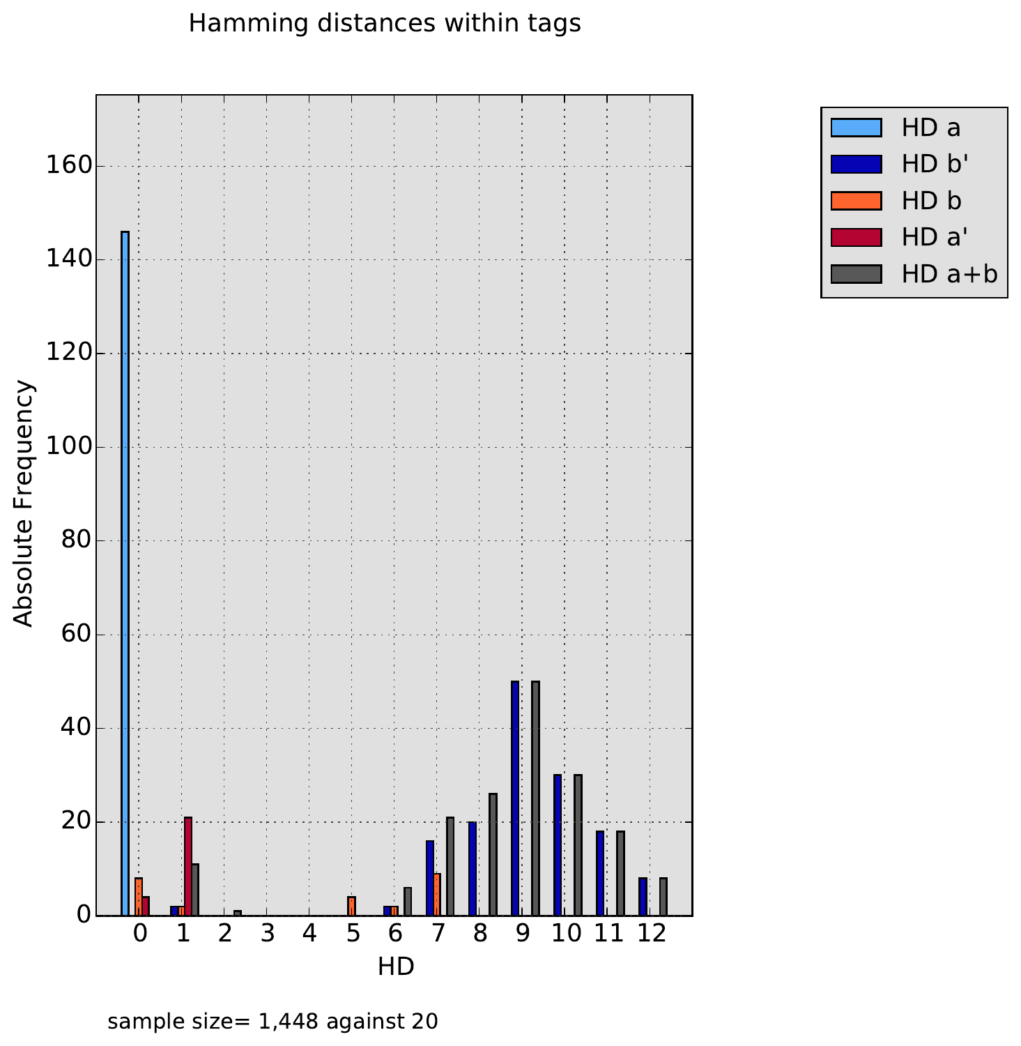Hamming distances within tags

| HD | HD a | HD b' | HD b | HD a' | HD a+b |
|---|---|---|---|---|---|
| 0 | 146 | | 8 | 4 | |
| 1 | | 2 | 2 | 21 | 11 |
| 2 | | | | | 1 |
| 3 | | | | | |
| 4 | | | | | |
| 5 | | | 4 | | |
| 6 | | 2 | 2 | | 6 |
| 7 | | 16 | 9 | | 21 |
| 8 | | 20 | | | 26 |
| 9 | | 50 | | | 50 |
| 10 | | 30 | | | 30 |
| 11 | | 18 | | | 18 |
| 12 | | 8 | | | 8 |

sample size= 1,448 against 20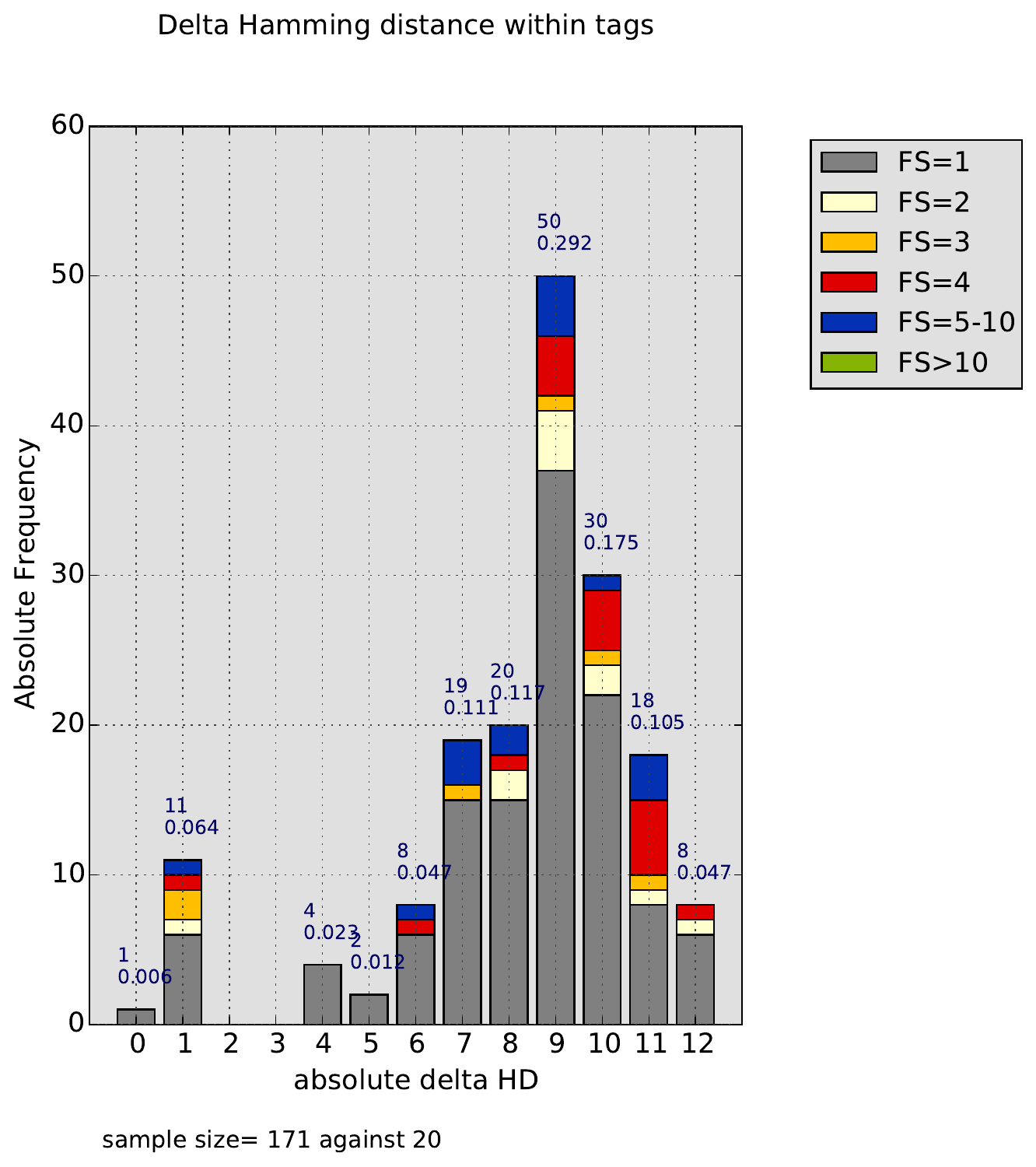# Delta Hamming distance within tags

| absolute delta HD | Absolute Frequency | Relative Frequency |
|---|---|---|
| 0 | 1 | 0.006 |
| 1 | 11 | 0.064 |
| 2 | | |
| 3 | | |
| 4 | 4 | 0.023 |
| 5 | 2 | 0.012 |
| 6 | 8 | 0.047 |
| 7 | 19 | 0.111 |
| 8 | 20 | 0.117 |
| 9 | 50 | 0.292 |
| 10 | 30 | 0.175 |
| 11 | 18 | 0.105 |
| 12 | 8 | 0.047 |

Legend: FS=1, FS=2, FS=3, FS=4, FS=5-10, FS>10

sample size= 171 against 20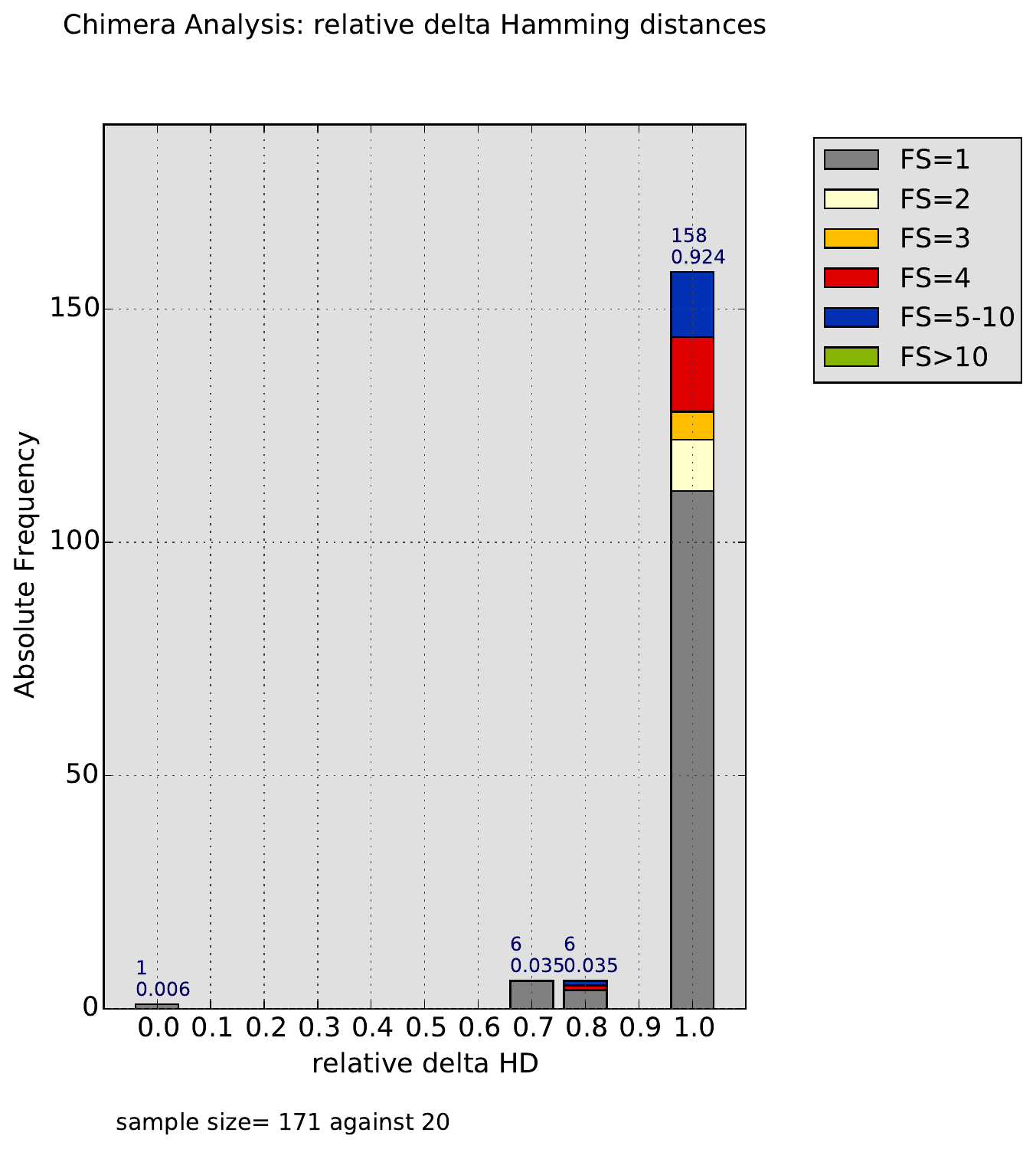Chimera Analysis: relative delta Hamming distances

| relative delta HD | Absolute Frequency | Relative Frequency |
|---|---|---|
| 0.0 | 1 | 0.006 |
| 0.7 | 6 | 0.035 |
| 0.8 | 6 | 0.035 |
| 1.0 | 158 | 0.924 |

Legend: FS=1, FS=2, FS=3, FS=4, FS=5-10, FS>10

sample size= 171 against 20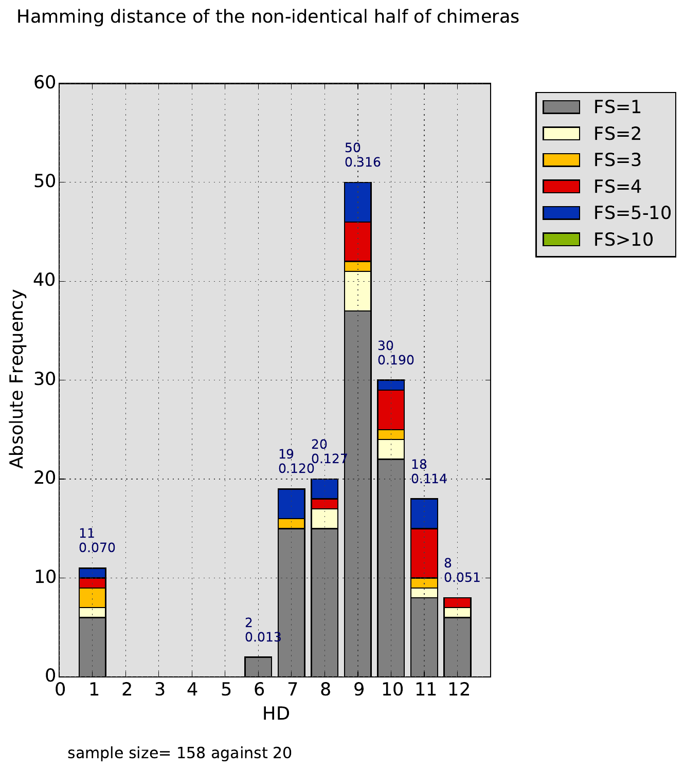Hamming distance of the non-identical half of chimeras

Absolute Frequency

HD

FS=1
FS=2
FS=3
FS=4
FS=5-10
FS>10

11
0.070

2
0.013

19
0.120

20
0.127

50
0.316

30
0.190

18
0.114

8
0.051

0 1 2 3 4 5 6 7 8 9 10 11 12

0 10 20 30 40 50 60

sample size= 158 against 20